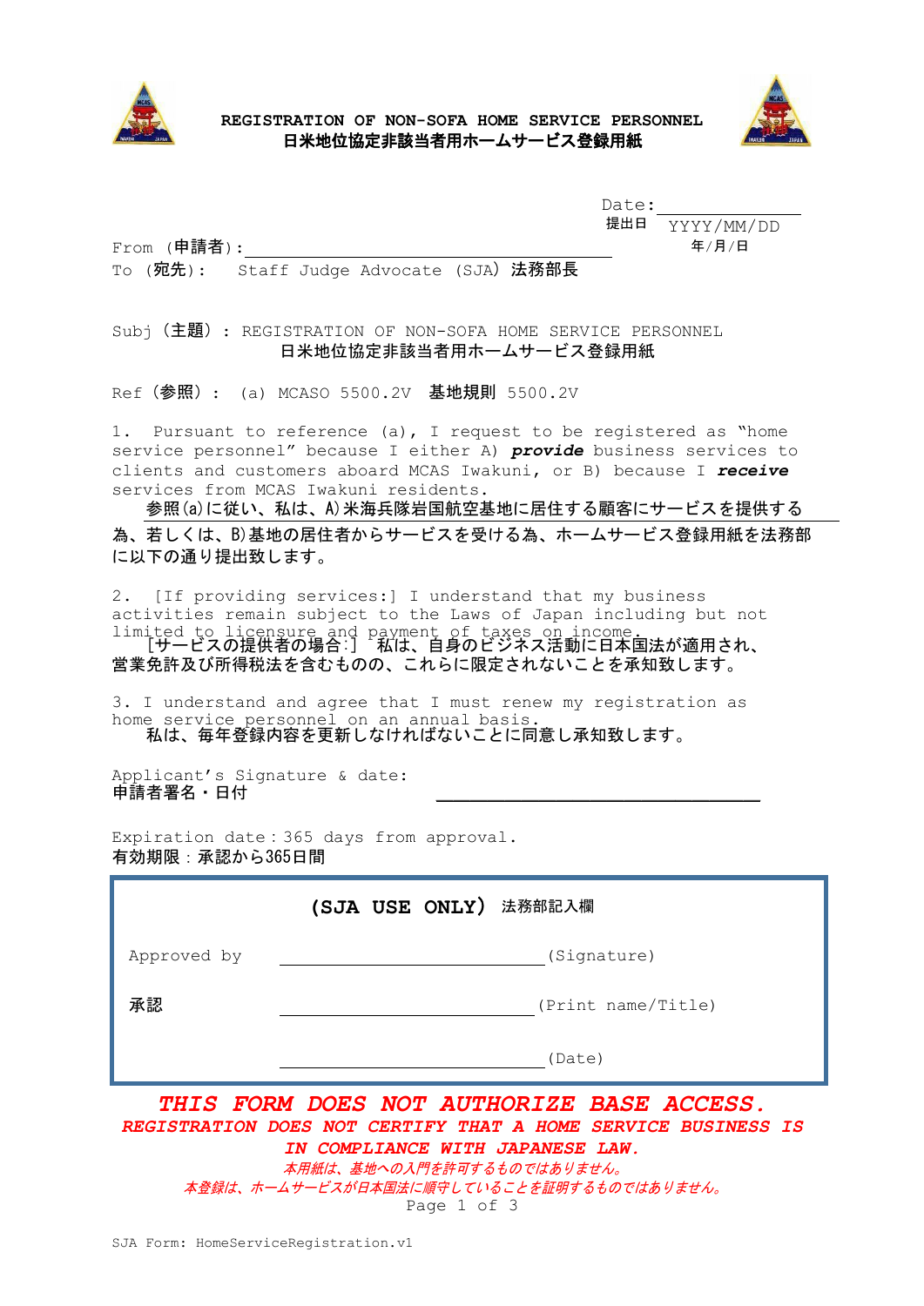# REGISTRATION OF NON-SOFA HOME SERVICE PERSONNEL
# 日米地位協定非該当者用ホームサービス登録用紙

Date: ____________________
提出日 YYYY/MM/DD
年/月/日

From（申請者）: ________________________________________

To（宛先）: Staff Judge Advocate (SJA) 法務部長

Subj（主題）: REGISTRATION OF NON-SOFA HOME SERVICE PERSONNEL
日米地位協定非該当者用ホームサービス登録用紙

Ref（参照）: (a) MCASO 5500.2V 基地規則 5500.2V

1. Pursuant to reference (a), I request to be registered as "home service personnel" because I either A) ***provide*** business services to clients and customers aboard MCAS Iwakuni, or B) because I ***receive*** services from MCAS Iwakuni residents.
参照(a)に従い、私は、A)米海兵隊岩国航空基地に居住する顧客にサービスを提供する為、若しくは、B)基地の居住者からサービスを受ける為、ホームサービス登録用紙を法務部に以下の通り提出致します。

2. [If providing services:] I understand that my business activities remain subject to the Laws of Japan including but not limited to licensure and payment of taxes on income.
[サービスの提供者の場合:] 私は、自身のビジネス活動に日本国法が適用され、営業免許及び所得税法を含むものの、これらに限定されないことを承知致します。

3. I understand and agree that I must renew my registration as home service personnel on an annual basis.
私は、毎年登録内容を更新しなければならないことに同意し承知致します。

Applicant's Signature & date:
申請者署名・日付 ________________________________

Expiration date: 365 days from approval.
有効期限：承認から365日間

**(SJA USE ONLY)** 法務部記入欄

| | | |
|---|---|---|
| Approved by | ____________________ | (Signature) |
| 承認 | ____________________ | (Print name/Title) |
| | ____________________ | (Date) |

***THIS FORM DOES NOT AUTHORIZE BASE ACCESS.***
***REGISTRATION DOES NOT CERTIFY THAT A HOME SERVICE BUSINESS IS IN COMPLIANCE WITH JAPANESE LAW.***
*本用紙は、基地への入門を許可するものではありません。*
*本登録は、ホームサービスが日本国法に順守していることを証明するものではありません。*

SJA Form: HomeServiceRegistration.v1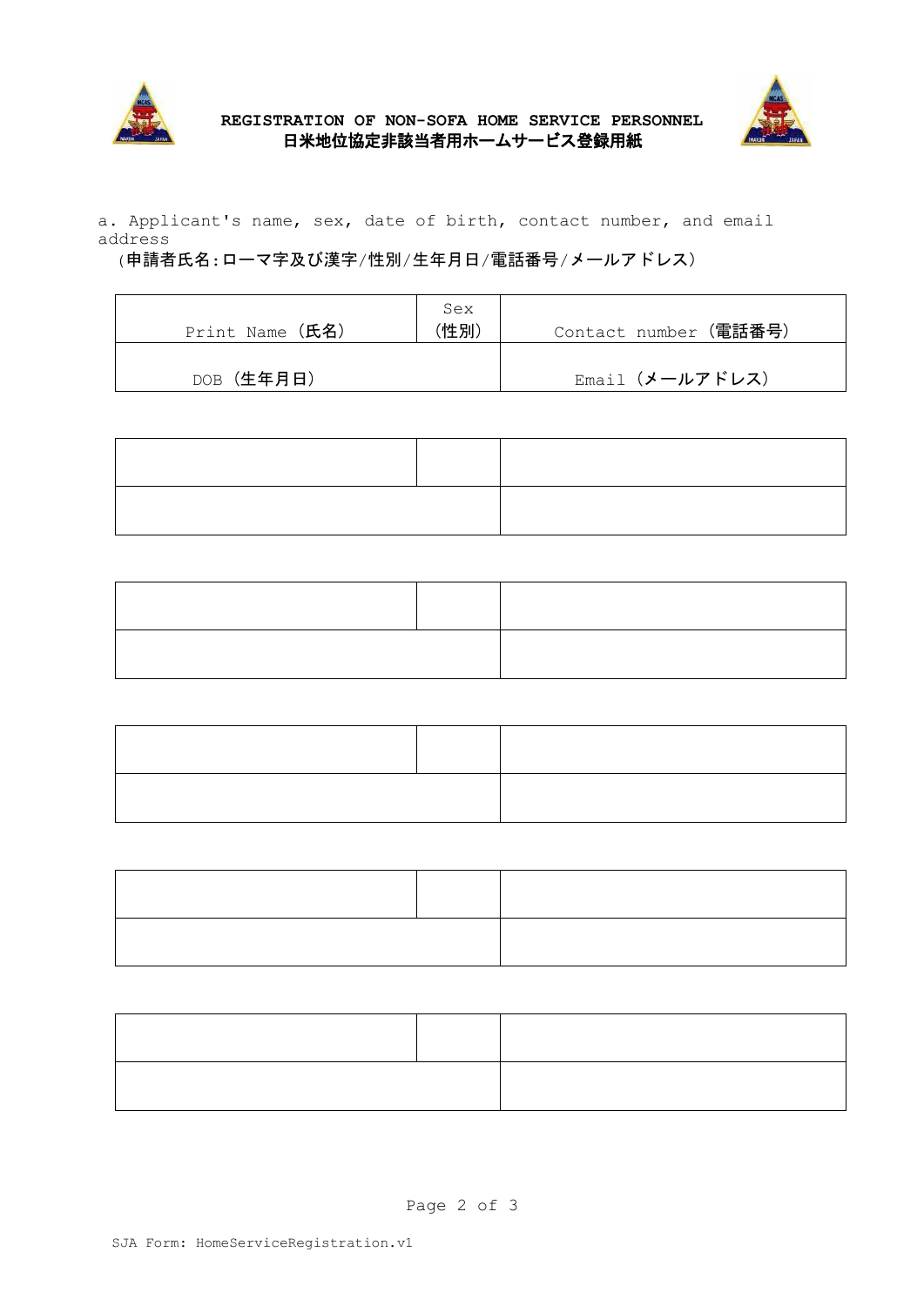**REGISTRATION OF NON-SOFA HOME SERVICE PERSONNEL**
**日米地位協定非該当者用ホームサービス登録用紙**

a. Applicant's name, sex, date of birth, contact number, and email address
（申請者氏名:ローマ字及び漢字/性別/生年月日/電話番号/メールアドレス）

| Print Name（氏名） | Sex（性別） | Contact number（電話番号） |
|---|---|---|
| DOB（生年月日） | | Email（メールアドレス） |

| | | |
|---|---|---|
| | | |

| | | |
|---|---|---|
| | | |

| | | |
|---|---|---|
| | | |

| | | |
|---|---|---|
| | | |

| | | |
|---|---|---|
| | | |

SJA Form: HomeServiceRegistration.v1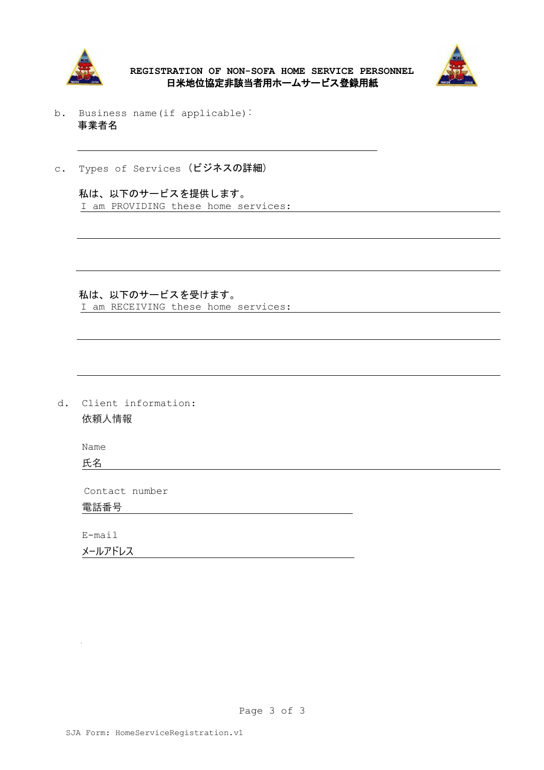**REGISTRATION OF NON-SOFA HOME SERVICE PERSONNEL**
**日米地位協定非該当者用ホームサービス登録用紙**

b. Business name(if applicable):
事業者名

\_\_\_\_\_\_\_\_\_\_\_\_\_\_\_\_\_\_\_\_\_\_\_\_\_\_\_\_\_\_\_\_\_\_\_\_\_\_\_\_

c. Types of Services（ビジネスの詳細）

私は、以下のサービスを提供します。
I am PROVIDING these home services: \_\_\_\_\_\_\_\_\_\_\_\_\_\_\_\_\_\_\_\_\_\_\_\_\_\_\_\_

\_\_\_\_\_\_\_\_\_\_\_\_\_\_\_\_\_\_\_\_\_\_\_\_\_\_\_\_\_\_\_\_\_\_\_\_\_\_\_\_\_\_\_\_\_\_\_\_\_\_\_\_\_\_\_\_\_\_\_\_

\_\_\_\_\_\_\_\_\_\_\_\_\_\_\_\_\_\_\_\_\_\_\_\_\_\_\_\_\_\_\_\_\_\_\_\_\_\_\_\_\_\_\_\_\_\_\_\_\_\_\_\_\_\_\_\_\_\_\_\_

私は、以下のサービスを受けます。
I am RECEIVING these home services: \_\_\_\_\_\_\_\_\_\_\_\_\_\_\_\_\_\_\_\_\_\_\_\_\_\_\_\_

\_\_\_\_\_\_\_\_\_\_\_\_\_\_\_\_\_\_\_\_\_\_\_\_\_\_\_\_\_\_\_\_\_\_\_\_\_\_\_\_\_\_\_\_\_\_\_\_\_\_\_\_\_\_\_\_\_\_\_\_

\_\_\_\_\_\_\_\_\_\_\_\_\_\_\_\_\_\_\_\_\_\_\_\_\_\_\_\_\_\_\_\_\_\_\_\_\_\_\_\_\_\_\_\_\_\_\_\_\_\_\_\_\_\_\_\_\_\_\_\_

d. Client information:
依頼人情報

Name
氏名 \_\_\_\_\_\_\_\_\_\_\_\_\_\_\_\_\_\_\_\_\_\_\_\_\_\_\_\_\_\_\_\_\_\_\_\_\_\_\_\_\_\_\_\_\_\_\_\_\_\_\_\_

Contact number
電話番号 \_\_\_\_\_\_\_\_\_\_\_\_\_\_\_\_\_\_\_\_\_\_\_\_\_\_\_\_\_\_\_\_\_\_

E-mail
メールアドレス \_\_\_\_\_\_\_\_\_\_\_\_\_\_\_\_\_\_\_\_\_\_\_\_\_\_\_\_\_\_

SJA Form: HomeServiceRegistration.v1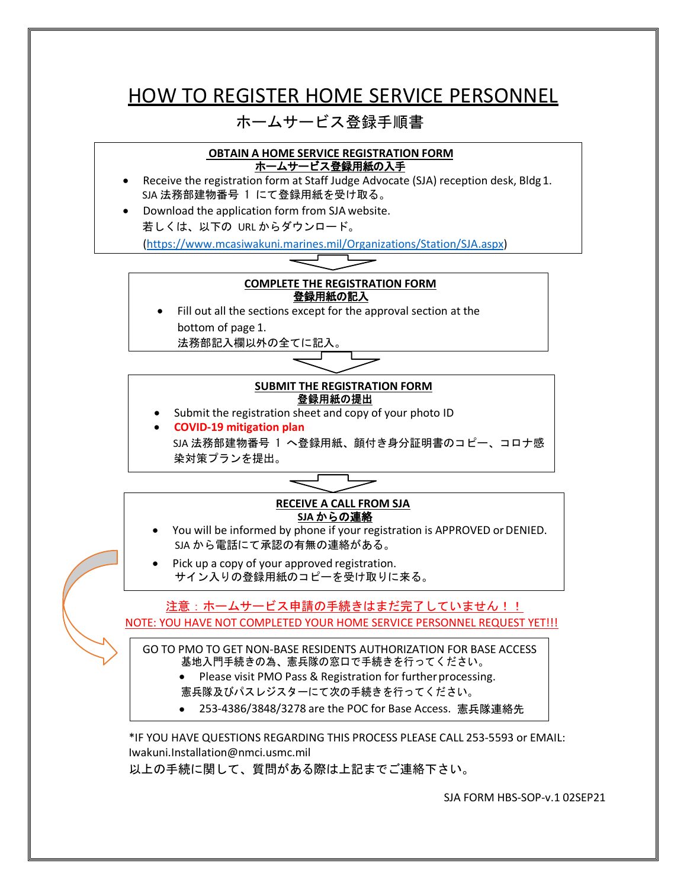# HOW TO REGISTER HOME SERVICE PERSONNEL

ホームサービス登録手順書

## OBTAIN A HOME SERVICE REGISTRATION FORM
## ホームサービス登録用紙の入手

- Receive the registration form at Staff Judge Advocate (SJA) reception desk, Bldg 1.
  SJA 法務部建物番号 １ にて登録用紙を受け取る。
- Download the application form from SJA website.
  若しくは、以下の URL からダウンロード。
  (https://www.mcasiwakuni.marines.mil/Organizations/Station/SJA.aspx)

## COMPLETE THE REGISTRATION FORM
## 登録用紙の記入

- Fill out all the sections except for the approval section at the bottom of page 1.
  法務部記入欄以外の全てに記入。

## SUBMIT THE REGISTRATION FORM
## 登録用紙の提出

- Submit the registration sheet and copy of your photo ID
- **COVID-19 mitigation plan**
  SJA 法務部建物番号 １ へ登録用紙、顔付き身分証明書のコピー、コロナ感染対策プランを提出。

## RECEIVE A CALL FROM SJA
## SJA からの連絡

- You will be informed by phone if your registration is APPROVED or DENIED.
  SJA から電話にて承認の有無の連絡がある。
- Pick up a copy of your approved registration.
  サイン入りの登録用紙のコピーを受け取りに来る。

注意：ホームサービス申請の手続きはまだ完了していません！！

NOTE: YOU HAVE NOT COMPLETED YOUR HOME SERVICE PERSONNEL REQUEST YET!!!

GO TO PMO TO GET NON-BASE RESIDENTS AUTHORIZATION FOR BASE ACCESS
基地入門手続きの為、憲兵隊の窓口で手続きを行ってください。

- Please visit PMO Pass & Registration for further processing.
  憲兵隊及びパスレジスターにて次の手続きを行ってください。
- 253-4386/3848/3278 are the POC for Base Access. 憲兵隊連絡先

*IF YOU HAVE QUESTIONS REGARDING THIS PROCESS PLEASE CALL 253-5593 or EMAIL: Iwakuni.Installation@nmci.usmc.mil

以上の手続に関して、質問がある際は上記までご連絡下さい。

SJA FORM HBS-SOP-v.1 02SEP21